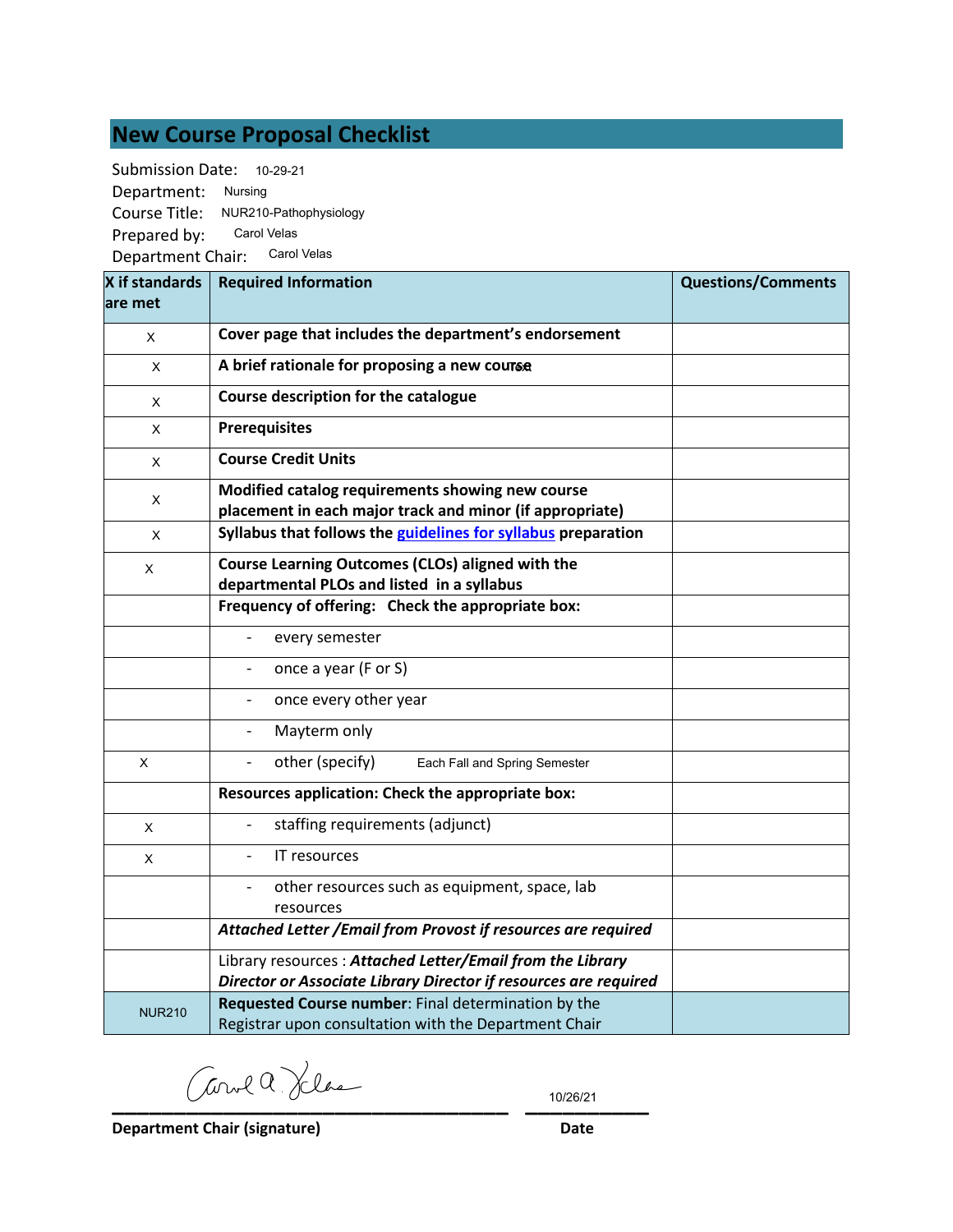# New Course Proposal Checklist

Submission Date: 10-29-21
Department: Nursing
Course Title: NUR210-Pathophysiology
Prepared by: Carol Velas
Department Chair: Carol Velas

| X if standards are met | Required Information | Questions/Comments |
|---|---|---|
| X | **Cover page that includes the department's endorsement** | |
| X | **A brief rationale for proposing a new course** | |
| X | **Course description for the catalogue** | |
| X | **Prerequisites** | |
| X | **Course Credit Units** | |
| X | **Modified catalog requirements showing new course placement in each major track and minor (if appropriate)** | |
| X | **Syllabus that follows the guidelines for syllabus preparation** | |
| X | **Course Learning Outcomes (CLOs) aligned with the departmental PLOs and listed in a syllabus** | |
| | **Frequency of offering: Check the appropriate box:** | |
| | - every semester | |
| | - once a year (F or S) | |
| | - once every other year | |
| | - Mayterm only | |
| X | - other (specify) Each Fall and Spring Semester | |
| | **Resources application: Check the appropriate box:** | |
| X | - staffing requirements (adjunct) | |
| X | - IT resources | |
| | - other resources such as equipment, space, lab resources | |
| | ***Attached Letter /Email from Provost if resources are required*** | |
| | Library resources : ***Attached Letter/Email from the Library Director or Associate Library Director if resources are required*** | |
| NUR210 | **Requested Course number**: Final determination by the Registrar upon consultation with the Department Chair | |

Carol A. Velas (signature) 10/26/21

**Department Chair (signature)** **Date**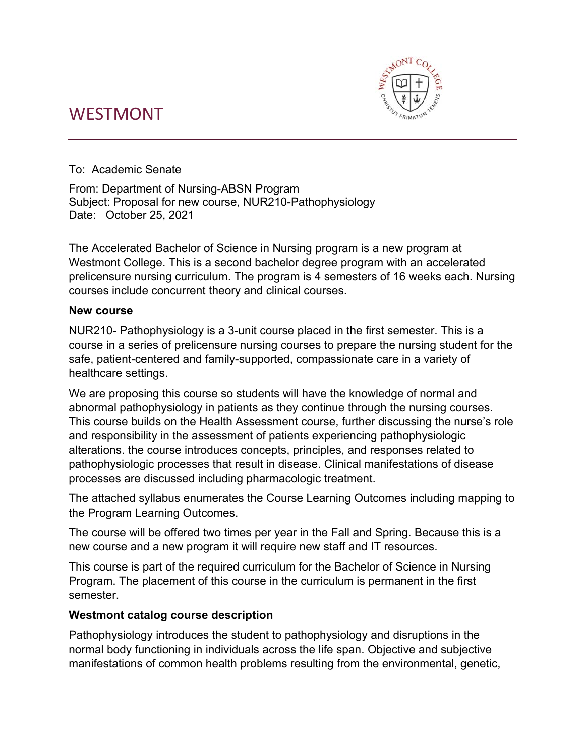# WESTMONT

To: Academic Senate

From: Department of Nursing-ABSN Program
Subject: Proposal for new course, NUR210-Pathophysiology
Date: October 25, 2021

The Accelerated Bachelor of Science in Nursing program is a new program at Westmont College. This is a second bachelor degree program with an accelerated prelicensure nursing curriculum. The program is 4 semesters of 16 weeks each. Nursing courses include concurrent theory and clinical courses.

**New course**

NUR210- Pathophysiology is a 3-unit course placed in the first semester. This is a course in a series of prelicensure nursing courses to prepare the nursing student for the safe, patient-centered and family-supported, compassionate care in a variety of healthcare settings.

We are proposing this course so students will have the knowledge of normal and abnormal pathophysiology in patients as they continue through the nursing courses. This course builds on the Health Assessment course, further discussing the nurse's role and responsibility in the assessment of patients experiencing pathophysiologic alterations. the course introduces concepts, principles, and responses related to pathophysiologic processes that result in disease. Clinical manifestations of disease processes are discussed including pharmacologic treatment.

The attached syllabus enumerates the Course Learning Outcomes including mapping to the Program Learning Outcomes.

The course will be offered two times per year in the Fall and Spring. Because this is a new course and a new program it will require new staff and IT resources.

This course is part of the required curriculum for the Bachelor of Science in Nursing Program. The placement of this course in the curriculum is permanent in the first semester.

**Westmont catalog course description**

Pathophysiology introduces the student to pathophysiology and disruptions in the normal body functioning in individuals across the life span. Objective and subjective manifestations of common health problems resulting from the environmental, genetic,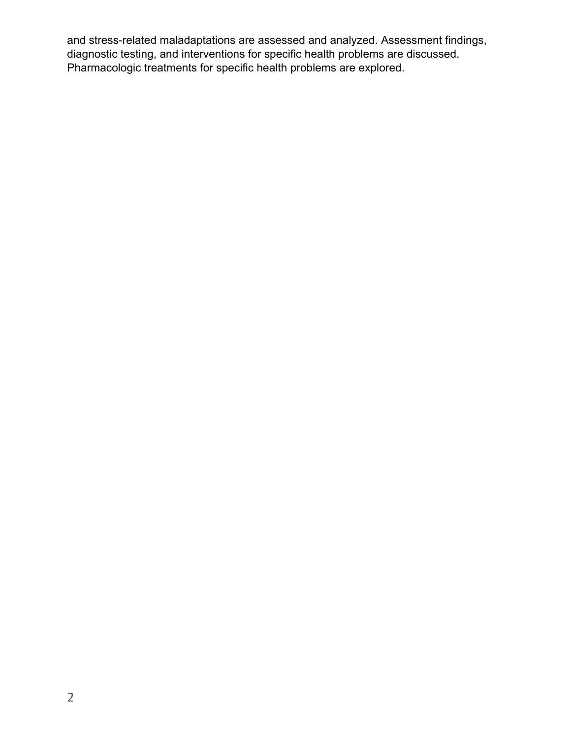and stress-related maladaptations are assessed and analyzed. Assessment findings, diagnostic testing, and interventions for specific health problems are discussed. Pharmacologic treatments for specific health problems are explored.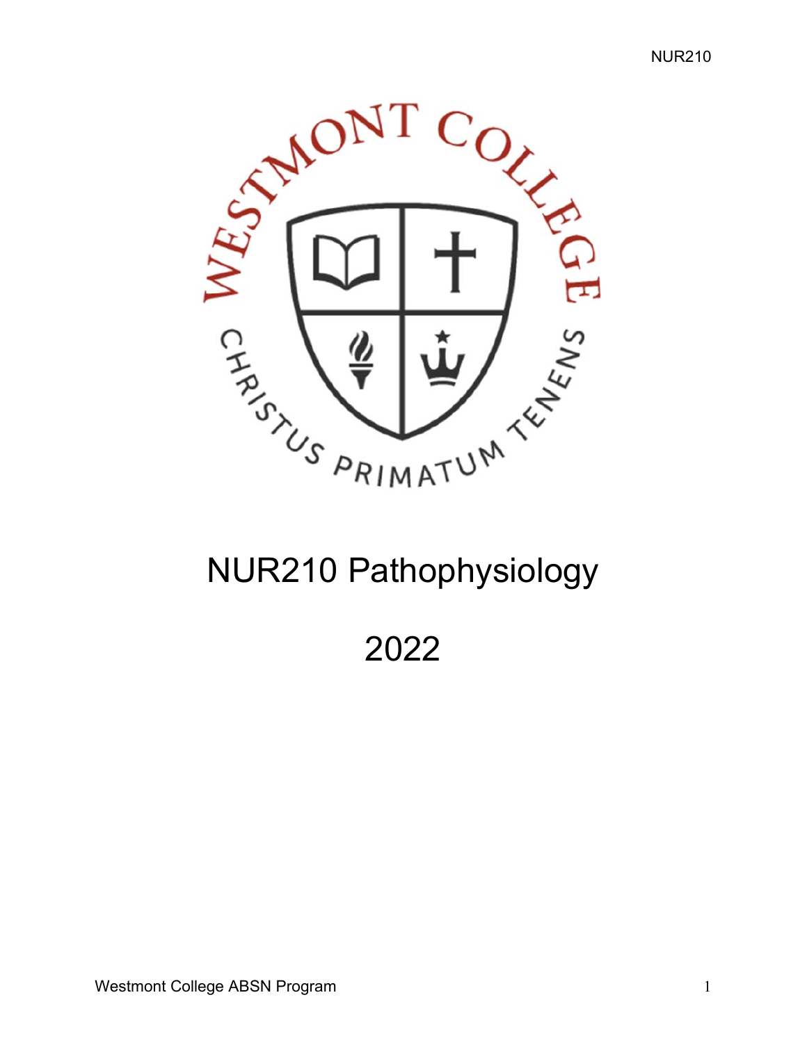# NUR210 Pathophysiology

# 2022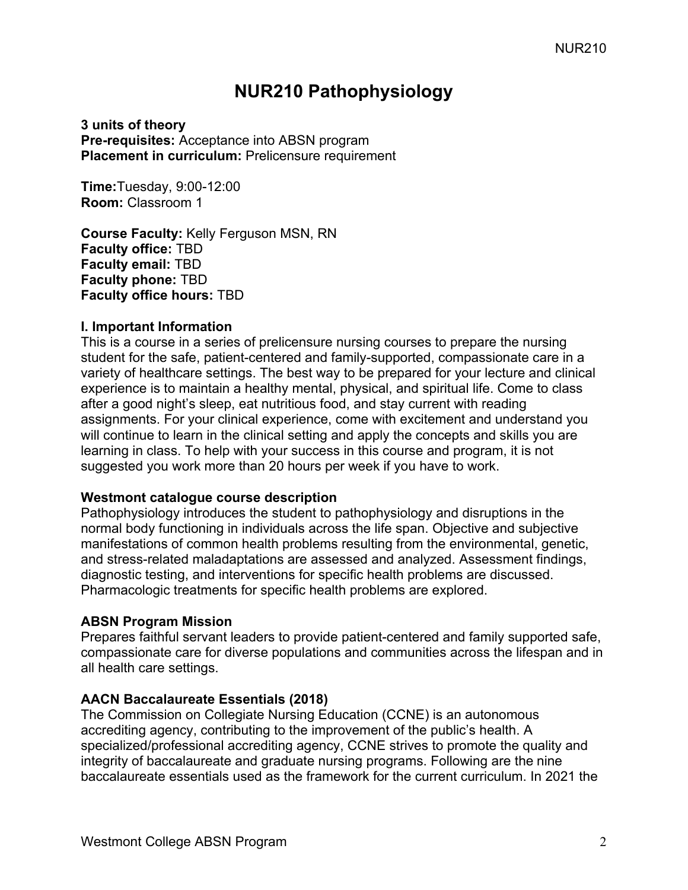# NUR210 Pathophysiology

**3 units of theory**
**Pre-requisites:** Acceptance into ABSN program
**Placement in curriculum:** Prelicensure requirement

**Time:**Tuesday, 9:00-12:00
**Room:** Classroom 1

**Course Faculty:** Kelly Ferguson MSN, RN
**Faculty office:** TBD
**Faculty email:** TBD
**Faculty phone:** TBD
**Faculty office hours:** TBD

### I. Important Information

This is a course in a series of prelicensure nursing courses to prepare the nursing student for the safe, patient-centered and family-supported, compassionate care in a variety of healthcare settings. The best way to be prepared for your lecture and clinical experience is to maintain a healthy mental, physical, and spiritual life. Come to class after a good night's sleep, eat nutritious food, and stay current with reading assignments. For your clinical experience, come with excitement and understand you will continue to learn in the clinical setting and apply the concepts and skills you are learning in class. To help with your success in this course and program, it is not suggested you work more than 20 hours per week if you have to work.

### Westmont catalogue course description

Pathophysiology introduces the student to pathophysiology and disruptions in the normal body functioning in individuals across the life span. Objective and subjective manifestations of common health problems resulting from the environmental, genetic, and stress-related maladaptations are assessed and analyzed. Assessment findings, diagnostic testing, and interventions for specific health problems are discussed. Pharmacologic treatments for specific health problems are explored.

### ABSN Program Mission

Prepares faithful servant leaders to provide patient-centered and family supported safe, compassionate care for diverse populations and communities across the lifespan and in all health care settings.

### AACN Baccalaureate Essentials (2018)

The Commission on Collegiate Nursing Education (CCNE) is an autonomous accrediting agency, contributing to the improvement of the public's health. A specialized/professional accrediting agency, CCNE strives to promote the quality and integrity of baccalaureate and graduate nursing programs. Following are the nine baccalaureate essentials used as the framework for the current curriculum. In 2021 the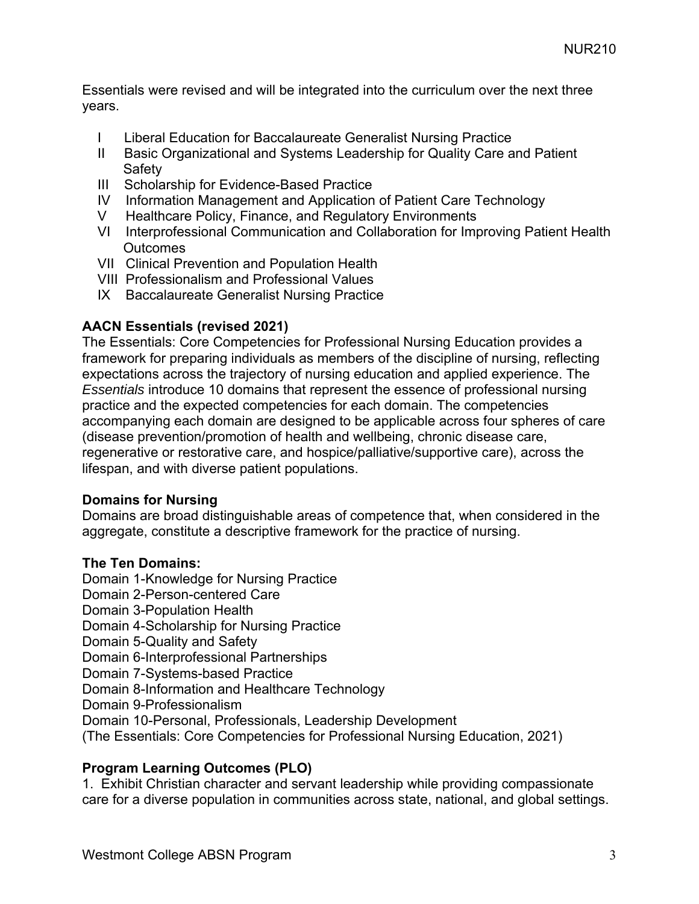Essentials were revised and will be integrated into the curriculum over the next three years.

- I  Liberal Education for Baccalaureate Generalist Nursing Practice
- II  Basic Organizational and Systems Leadership for Quality Care and Patient Safety
- III  Scholarship for Evidence-Based Practice
- IV  Information Management and Application of Patient Care Technology
- V  Healthcare Policy, Finance, and Regulatory Environments
- VI  Interprofessional Communication and Collaboration for Improving Patient Health Outcomes
- VII  Clinical Prevention and Population Health
- VIII  Professionalism and Professional Values
- IX  Baccalaureate Generalist Nursing Practice

**AACN Essentials (revised 2021)**
The Essentials: Core Competencies for Professional Nursing Education provides a framework for preparing individuals as members of the discipline of nursing, reflecting expectations across the trajectory of nursing education and applied experience. The *Essentials* introduce 10 domains that represent the essence of professional nursing practice and the expected competencies for each domain. The competencies accompanying each domain are designed to be applicable across four spheres of care (disease prevention/promotion of health and wellbeing, chronic disease care, regenerative or restorative care, and hospice/palliative/supportive care), across the lifespan, and with diverse patient populations.

**Domains for Nursing**
Domains are broad distinguishable areas of competence that, when considered in the aggregate, constitute a descriptive framework for the practice of nursing.

**The Ten Domains:**
Domain 1-Knowledge for Nursing Practice
Domain 2-Person-centered Care
Domain 3-Population Health
Domain 4-Scholarship for Nursing Practice
Domain 5-Quality and Safety
Domain 6-Interprofessional Partnerships
Domain 7-Systems-based Practice
Domain 8-Information and Healthcare Technology
Domain 9-Professionalism
Domain 10-Personal, Professionals, Leadership Development
(The Essentials: Core Competencies for Professional Nursing Education, 2021)

**Program Learning Outcomes (PLO)**
1. Exhibit Christian character and servant leadership while providing compassionate care for a diverse population in communities across state, national, and global settings.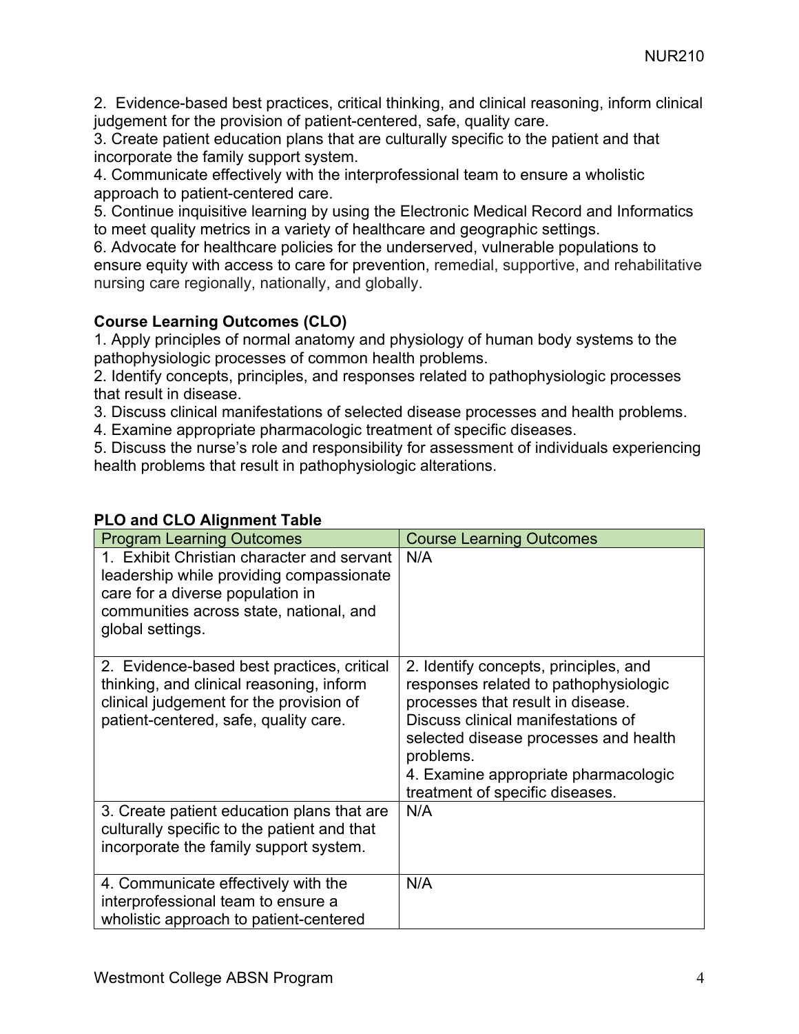2. Evidence-based best practices, critical thinking, and clinical reasoning, inform clinical judgement for the provision of patient-centered, safe, quality care.
3. Create patient education plans that are culturally specific to the patient and that incorporate the family support system.
4. Communicate effectively with the interprofessional team to ensure a wholistic approach to patient-centered care.
5. Continue inquisitive learning by using the Electronic Medical Record and Informatics to meet quality metrics in a variety of healthcare and geographic settings.
6. Advocate for healthcare policies for the underserved, vulnerable populations to ensure equity with access to care for prevention, remedial, supportive, and rehabilitative nursing care regionally, nationally, and globally.

**Course Learning Outcomes (CLO)**

1. Apply principles of normal anatomy and physiology of human body systems to the pathophysiologic processes of common health problems.
2. Identify concepts, principles, and responses related to pathophysiologic processes that result in disease.
3. Discuss clinical manifestations of selected disease processes and health problems.
4. Examine appropriate pharmacologic treatment of specific diseases.
5. Discuss the nurse's role and responsibility for assessment of individuals experiencing health problems that result in pathophysiologic alterations.

**PLO and CLO Alignment Table**

| Program Learning Outcomes | Course Learning Outcomes |
|---|---|
| 1. Exhibit Christian character and servant leadership while providing compassionate care for a diverse population in communities across state, national, and global settings. | N/A |
| 2. Evidence-based best practices, critical thinking, and clinical reasoning, inform clinical judgement for the provision of patient-centered, safe, quality care. | 2. Identify concepts, principles, and responses related to pathophysiologic processes that result in disease. Discuss clinical manifestations of selected disease processes and health problems.<br>4. Examine appropriate pharmacologic treatment of specific diseases. |
| 3. Create patient education plans that are culturally specific to the patient and that incorporate the family support system. | N/A |
| 4. Communicate effectively with the interprofessional team to ensure a wholistic approach to patient-centered | N/A |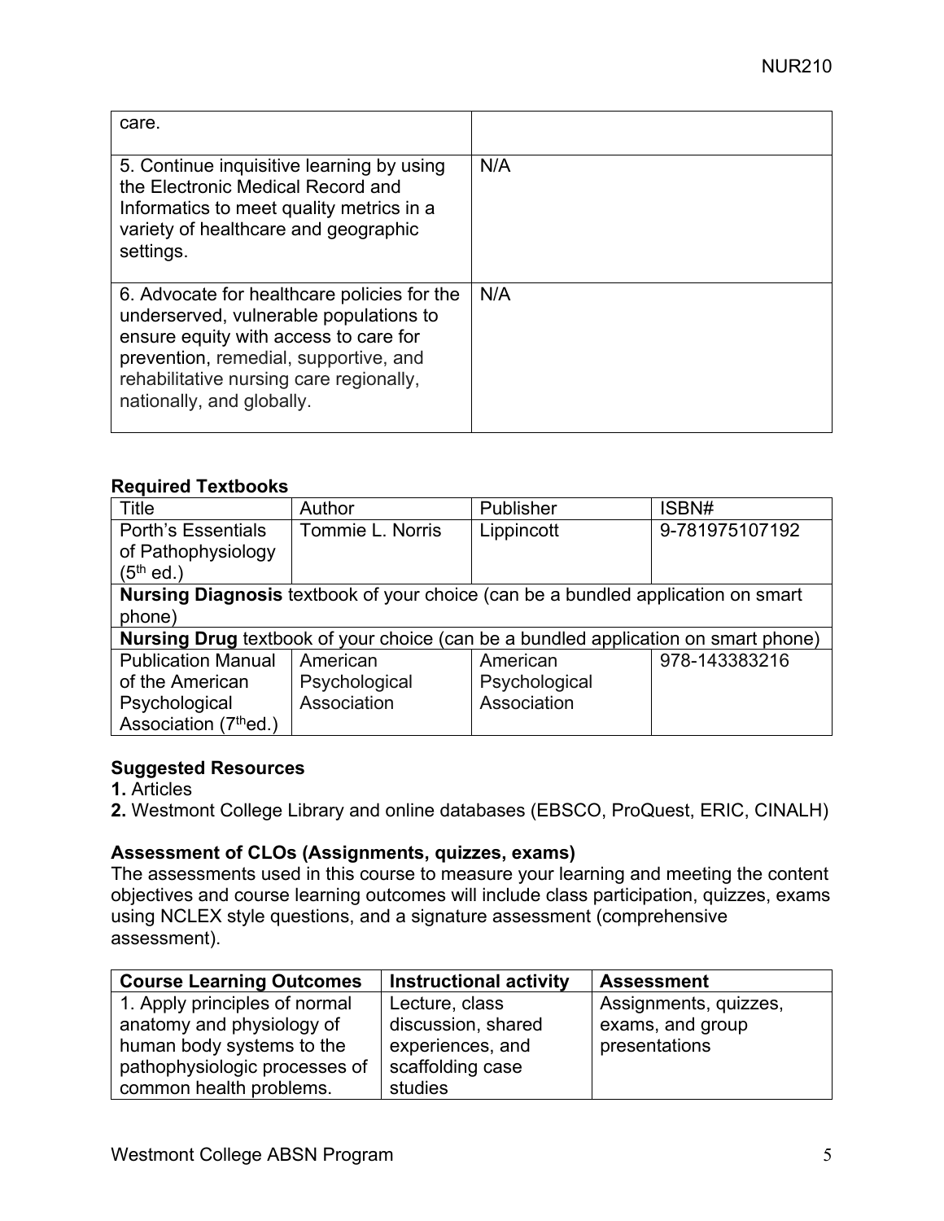| | |
|---|---|
| care. | |
| 5. Continue inquisitive learning by using the Electronic Medical Record and Informatics to meet quality metrics in a variety of healthcare and geographic settings. | N/A |
| 6. Advocate for healthcare policies for the underserved, vulnerable populations to ensure equity with access to care for prevention, remedial, supportive, and rehabilitative nursing care regionally, nationally, and globally. | N/A |

**Required Textbooks**

| Title | Author | Publisher | ISBN# |
|---|---|---|---|
| Porth's Essentials of Pathophysiology (5th ed.) | Tommie L. Norris | Lippincott | 9-781975107192 |
| **Nursing Diagnosis** textbook of your choice (can be a bundled application on smart phone) | | | |
| **Nursing Drug** textbook of your choice (can be a bundled application on smart phone) | | | |
| Publication Manual of the American Psychological Association (7th ed.) | American Psychological Association | American Psychological Association | 978-143383216 |

**Suggested Resources**

**1.** Articles

**2.** Westmont College Library and online databases (EBSCO, ProQuest, ERIC, CINALH)

**Assessment of CLOs (Assignments, quizzes, exams)**

The assessments used in this course to measure your learning and meeting the content objectives and course learning outcomes will include class participation, quizzes, exams using NCLEX style questions, and a signature assessment (comprehensive assessment).

| Course Learning Outcomes | Instructional activity | Assessment |
|---|---|---|
| 1. Apply principles of normal anatomy and physiology of human body systems to the pathophysiologic processes of common health problems. | Lecture, class discussion, shared experiences, and scaffolding case studies | Assignments, quizzes, exams, and group presentations |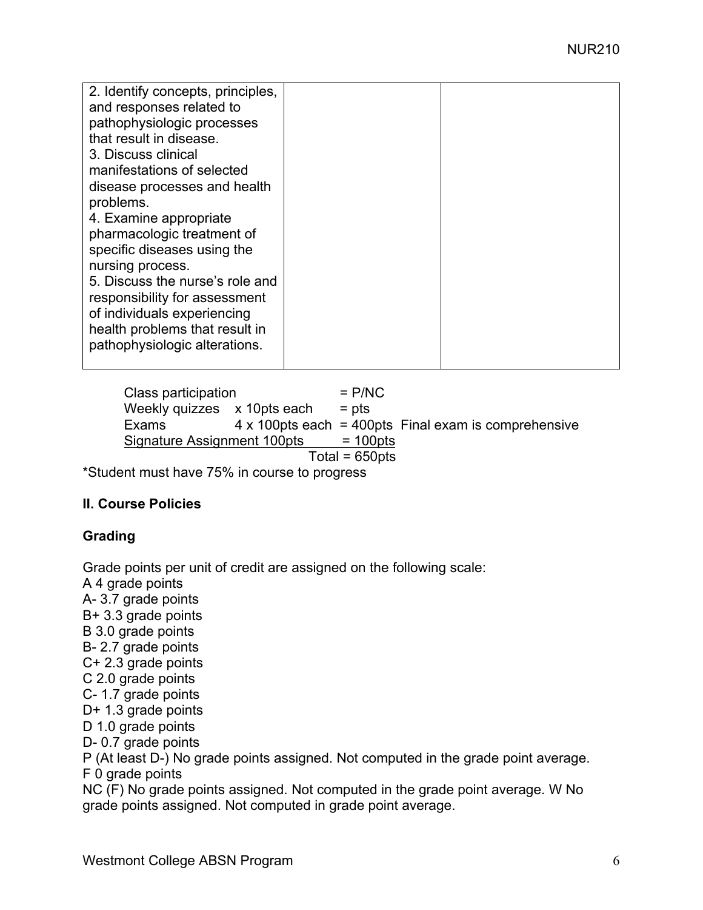| | | |
|---|---|---|
| 2. Identify concepts, principles, and responses related to pathophysiologic processes that result in disease.<br>3. Discuss clinical manifestations of selected disease processes and health problems.<br>4. Examine appropriate pharmacologic treatment of specific diseases using the nursing process.<br>5. Discuss the nurse's role and responsibility for assessment of individuals experiencing health problems that result in pathophysiologic alterations. | | |

Class participation = P/NC
Weekly quizzes x 10pts each = pts
Exams 4 x 100pts each = 400pts Final exam is comprehensive
Signature Assignment 100pts = 100pts
Total = 650pts

*Student must have 75% in course to progress

**II. Course Policies**

**Grading**

Grade points per unit of credit are assigned on the following scale:

A 4 grade points
A- 3.7 grade points
B+ 3.3 grade points
B 3.0 grade points
B- 2.7 grade points
C+ 2.3 grade points
C 2.0 grade points
C- 1.7 grade points
D+ 1.3 grade points
D 1.0 grade points
D- 0.7 grade points
P (At least D-) No grade points assigned. Not computed in the grade point average.
F 0 grade points
NC (F) No grade points assigned. Not computed in the grade point average. W No grade points assigned. Not computed in grade point average.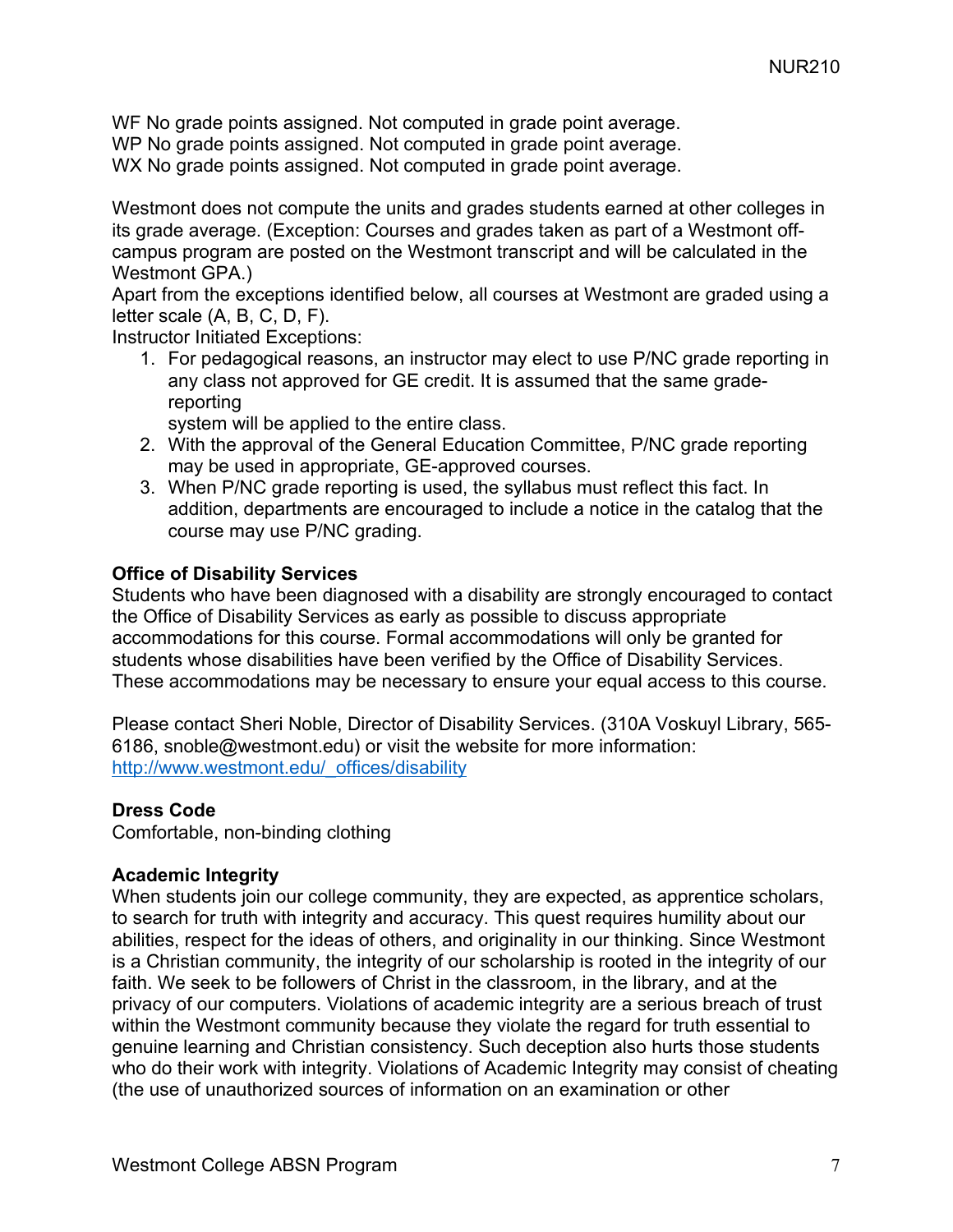WF No grade points assigned. Not computed in grade point average.
WP No grade points assigned. Not computed in grade point average.
WX No grade points assigned. Not computed in grade point average.

Westmont does not compute the units and grades students earned at other colleges in its grade average. (Exception: Courses and grades taken as part of a Westmont off-campus program are posted on the Westmont transcript and will be calculated in the Westmont GPA.)
Apart from the exceptions identified below, all courses at Westmont are graded using a letter scale (A, B, C, D, F).
Instructor Initiated Exceptions:

1. For pedagogical reasons, an instructor may elect to use P/NC grade reporting in any class not approved for GE credit. It is assumed that the same grade-reporting
   system will be applied to the entire class.
2. With the approval of the General Education Committee, P/NC grade reporting may be used in appropriate, GE-approved courses.
3. When P/NC grade reporting is used, the syllabus must reflect this fact. In addition, departments are encouraged to include a notice in the catalog that the course may use P/NC grading.

**Office of Disability Services**
Students who have been diagnosed with a disability are strongly encouraged to contact the Office of Disability Services as early as possible to discuss appropriate accommodations for this course. Formal accommodations will only be granted for students whose disabilities have been verified by the Office of Disability Services. These accommodations may be necessary to ensure your equal access to this course.

Please contact Sheri Noble, Director of Disability Services. (310A Voskuyl Library, 565-6186, snoble@westmont.edu) or visit the website for more information: [http://www.westmont.edu/_offices/disability](http://www.westmont.edu/_offices/disability)

**Dress Code**
Comfortable, non-binding clothing

**Academic Integrity**
When students join our college community, they are expected, as apprentice scholars, to search for truth with integrity and accuracy. This quest requires humility about our abilities, respect for the ideas of others, and originality in our thinking. Since Westmont is a Christian community, the integrity of our scholarship is rooted in the integrity of our faith. We seek to be followers of Christ in the classroom, in the library, and at the privacy of our computers. Violations of academic integrity are a serious breach of trust within the Westmont community because they violate the regard for truth essential to genuine learning and Christian consistency. Such deception also hurts those students who do their work with integrity. Violations of Academic Integrity may consist of cheating (the use of unauthorized sources of information on an examination or other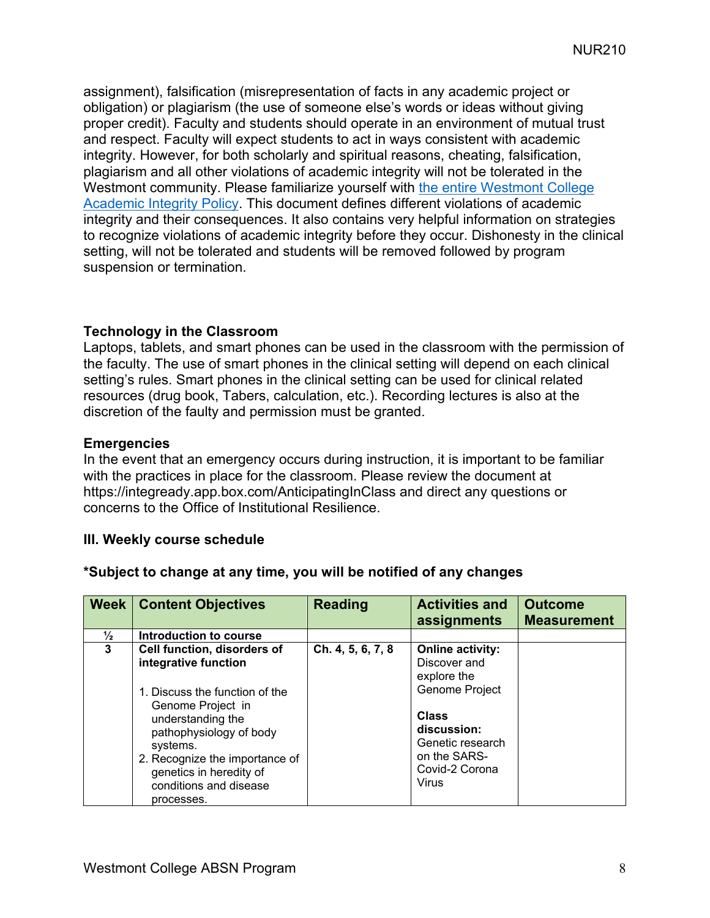assignment), falsification (misrepresentation of facts in any academic project or obligation) or plagiarism (the use of someone else's words or ideas without giving proper credit). Faculty and students should operate in an environment of mutual trust and respect. Faculty will expect students to act in ways consistent with academic integrity. However, for both scholarly and spiritual reasons, cheating, falsification, plagiarism and all other violations of academic integrity will not be tolerated in the Westmont community. Please familiarize yourself with [the entire Westmont College Academic Integrity Policy](). This document defines different violations of academic integrity and their consequences. It also contains very helpful information on strategies to recognize violations of academic integrity before they occur. Dishonesty in the clinical setting, will not be tolerated and students will be removed followed by program suspension or termination.

### Technology in the Classroom

Laptops, tablets, and smart phones can be used in the classroom with the permission of the faculty. The use of smart phones in the clinical setting will depend on each clinical setting's rules. Smart phones in the clinical setting can be used for clinical related resources (drug book, Tabers, calculation, etc.). Recording lectures is also at the discretion of the faulty and permission must be granted.

### Emergencies

In the event that an emergency occurs during instruction, it is important to be familiar with the practices in place for the classroom. Please review the document at https://integready.app.box.com/AnticipatingInClass and direct any questions or concerns to the Office of Institutional Resilience.

## III. Weekly course schedule

**\*Subject to change at any time, you will be notified of any changes**

| Week | Content Objectives | Reading | Activities and assignments | Outcome Measurement |
|---|---|---|---|---|
| ½ | **Introduction to course** | | | |
| 3 | **Cell function, disorders of integrative function**<br><br>1. Discuss the function of the Genome Project in understanding the pathophysiology of body systems.<br>2. Recognize the importance of genetics in heredity of conditions and disease processes. | **Ch. 4, 5, 6, 7, 8** | **Online activity:** Discover and explore the Genome Project<br><br>**Class discussion:** Genetic research on the SARS-Covid-2 Corona Virus | |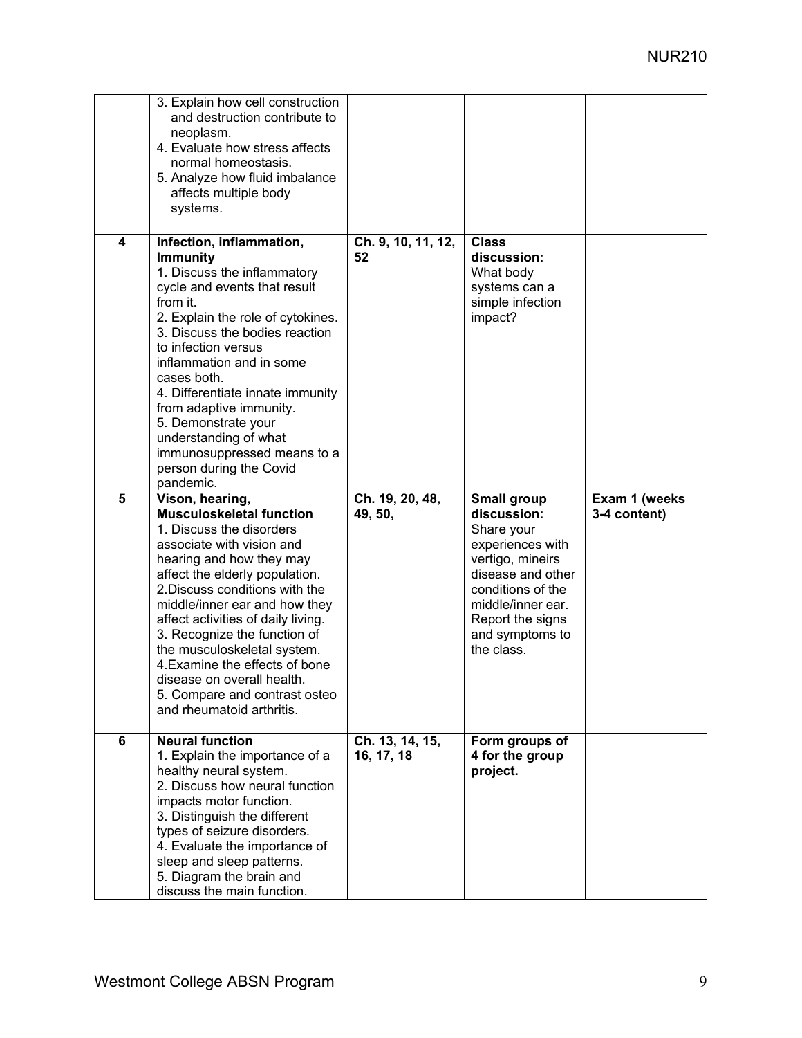| | | | | |
|---|---|---|---|---|
| | 3. Explain how cell construction and destruction contribute to neoplasm.<br>4. Evaluate how stress affects normal homeostasis.<br>5. Analyze how fluid imbalance affects multiple body systems. | | | |
| **4** | **Infection, inflammation, Immunity**<br>1. Discuss the inflammatory cycle and events that result from it.<br>2. Explain the role of cytokines.<br>3. Discuss the bodies reaction to infection versus inflammation and in some cases both.<br>4. Differentiate innate immunity from adaptive immunity.<br>5. Demonstrate your understanding of what immunosuppressed means to a person during the Covid pandemic. | **Ch. 9, 10, 11, 12, 52** | **Class discussion:** What body systems can a simple infection impact? | |
| **5** | **Vison, hearing, Musculoskeletal function**<br>1. Discuss the disorders associate with vision and hearing and how they may affect the elderly population.<br>2.Discuss conditions with the middle/inner ear and how they affect activities of daily living.<br>3. Recognize the function of the musculoskeletal system.<br>4.Examine the effects of bone disease on overall health.<br>5. Compare and contrast osteo and rheumatoid arthritis. | **Ch. 19, 20, 48, 49, 50,** | **Small group discussion:** Share your experiences with vertigo, mineirs disease and other conditions of the middle/inner ear. Report the signs and symptoms to the class. | **Exam 1 (weeks 3-4 content)** |
| **6** | **Neural function**<br>1. Explain the importance of a healthy neural system.<br>2. Discuss how neural function impacts motor function.<br>3. Distinguish the different types of seizure disorders.<br>4. Evaluate the importance of sleep and sleep patterns.<br>5. Diagram the brain and discuss the main function. | **Ch. 13, 14, 15, 16, 17, 18** | **Form groups of 4 for the group project.** | |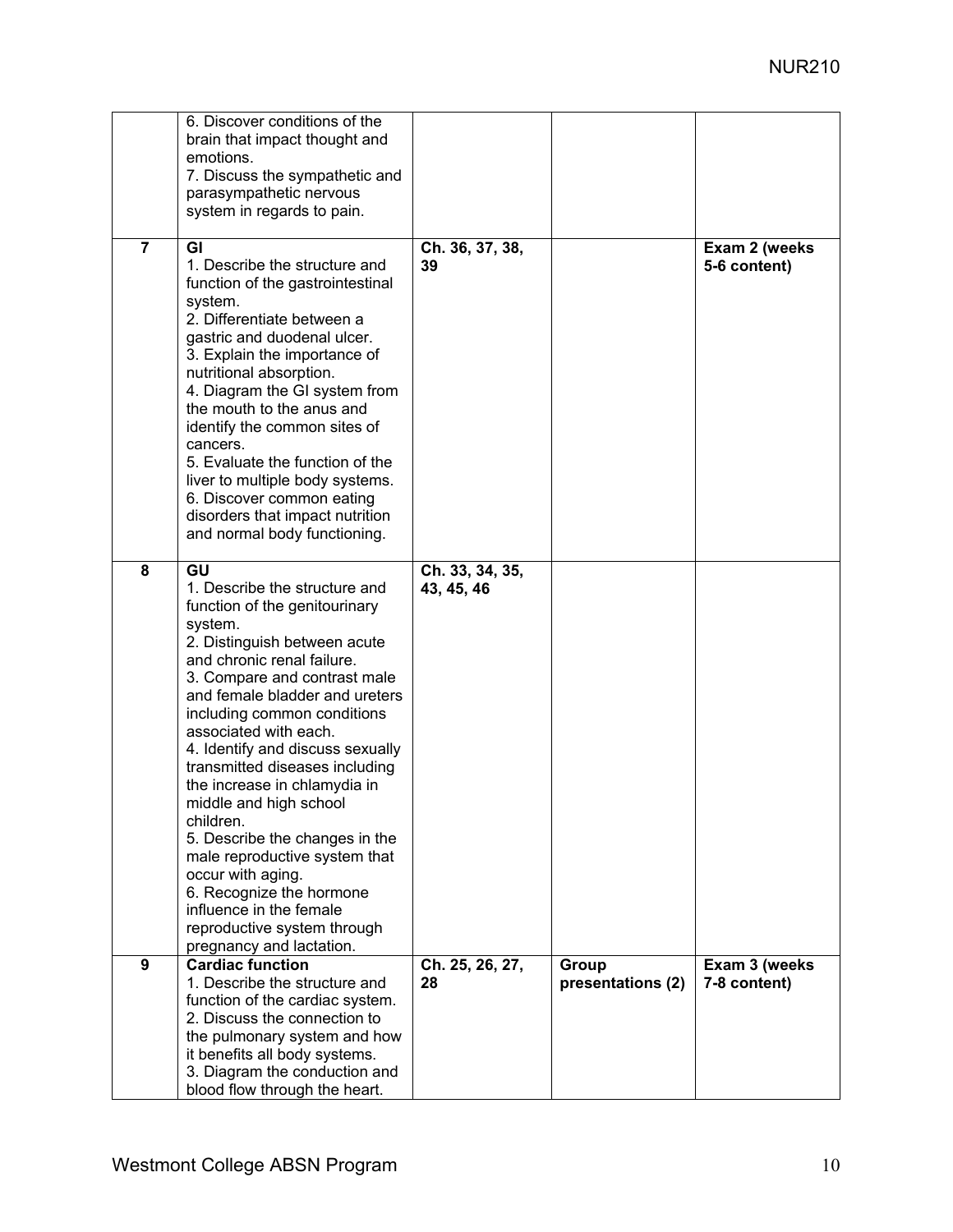| | | | | |
|---|---|---|---|---|
| | 6. Discover conditions of the brain that impact thought and emotions.<br>7. Discuss the sympathetic and parasympathetic nervous system in regards to pain. | | | |
| **7** | **GI**<br>1. Describe the structure and function of the gastrointestinal system.<br>2. Differentiate between a gastric and duodenal ulcer.<br>3. Explain the importance of nutritional absorption.<br>4. Diagram the GI system from the mouth to the anus and identify the common sites of cancers.<br>5. Evaluate the function of the liver to multiple body systems.<br>6. Discover common eating disorders that impact nutrition and normal body functioning. | **Ch. 36, 37, 38, 39** | | **Exam 2 (weeks 5-6 content)** |
| **8** | **GU**<br>1. Describe the structure and function of the genitourinary system.<br>2. Distinguish between acute and chronic renal failure.<br>3. Compare and contrast male and female bladder and ureters including common conditions associated with each.<br>4. Identify and discuss sexually transmitted diseases including the increase in chlamydia in middle and high school children.<br>5. Describe the changes in the male reproductive system that occur with aging.<br>6. Recognize the hormone influence in the female reproductive system through pregnancy and lactation. | **Ch. 33, 34, 35, 43, 45, 46** | | |
| **9** | **Cardiac function**<br>1. Describe the structure and function of the cardiac system.<br>2. Discuss the connection to the pulmonary system and how it benefits all body systems.<br>3. Diagram the conduction and blood flow through the heart. | **Ch. 25, 26, 27, 28** | **Group presentations (2)** | **Exam 3 (weeks 7-8 content)** |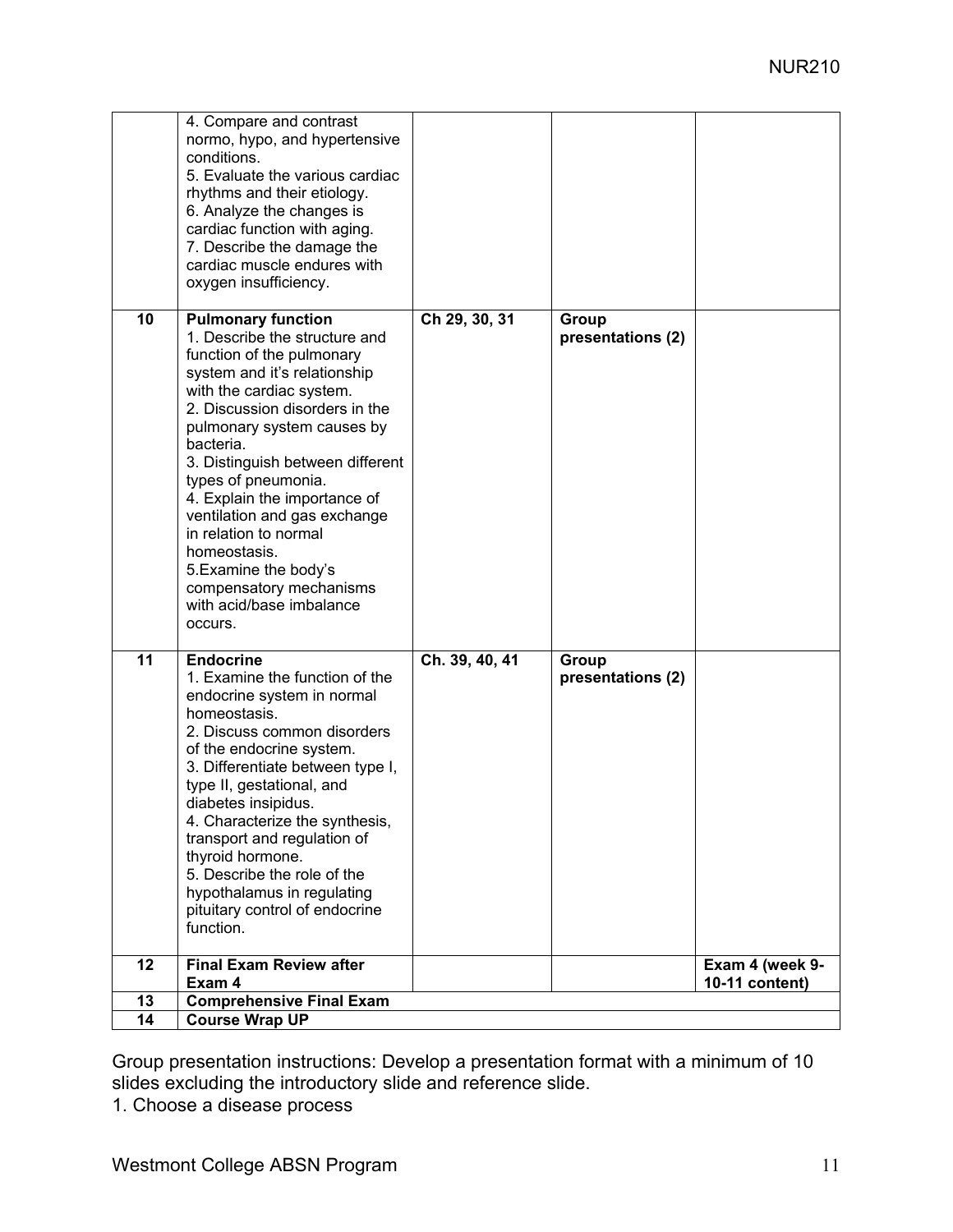| | | | | |
|---|---|---|---|---|
| | 4. Compare and contrast normo, hypo, and hypertensive conditions.<br>5. Evaluate the various cardiac rhythms and their etiology.<br>6. Analyze the changes is cardiac function with aging.<br>7. Describe the damage the cardiac muscle endures with oxygen insufficiency. | | | |
| **10** | **Pulmonary function**<br>1. Describe the structure and function of the pulmonary system and it's relationship with the cardiac system.<br>2. Discussion disorders in the pulmonary system causes by bacteria.<br>3. Distinguish between different types of pneumonia.<br>4. Explain the importance of ventilation and gas exchange in relation to normal homeostasis.<br>5.Examine the body's compensatory mechanisms with acid/base imbalance occurs. | **Ch 29, 30, 31** | **Group presentations (2)** | |
| **11** | **Endocrine**<br>1. Examine the function of the endocrine system in normal homeostasis.<br>2. Discuss common disorders of the endocrine system.<br>3. Differentiate between type I, type II, gestational, and diabetes insipidus.<br>4. Characterize the synthesis, transport and regulation of thyroid hormone.<br>5. Describe the role of the hypothalamus in regulating pituitary control of endocrine function. | **Ch. 39, 40, 41** | **Group presentations (2)** | |
| **12** | **Final Exam Review after Exam 4** | | | **Exam 4 (week 9-10-11 content)** |
| **13** | **Comprehensive Final Exam** | | | |
| **14** | **Course Wrap UP** | | | |

Group presentation instructions: Develop a presentation format with a minimum of 10 slides excluding the introductory slide and reference slide.

1. Choose a disease process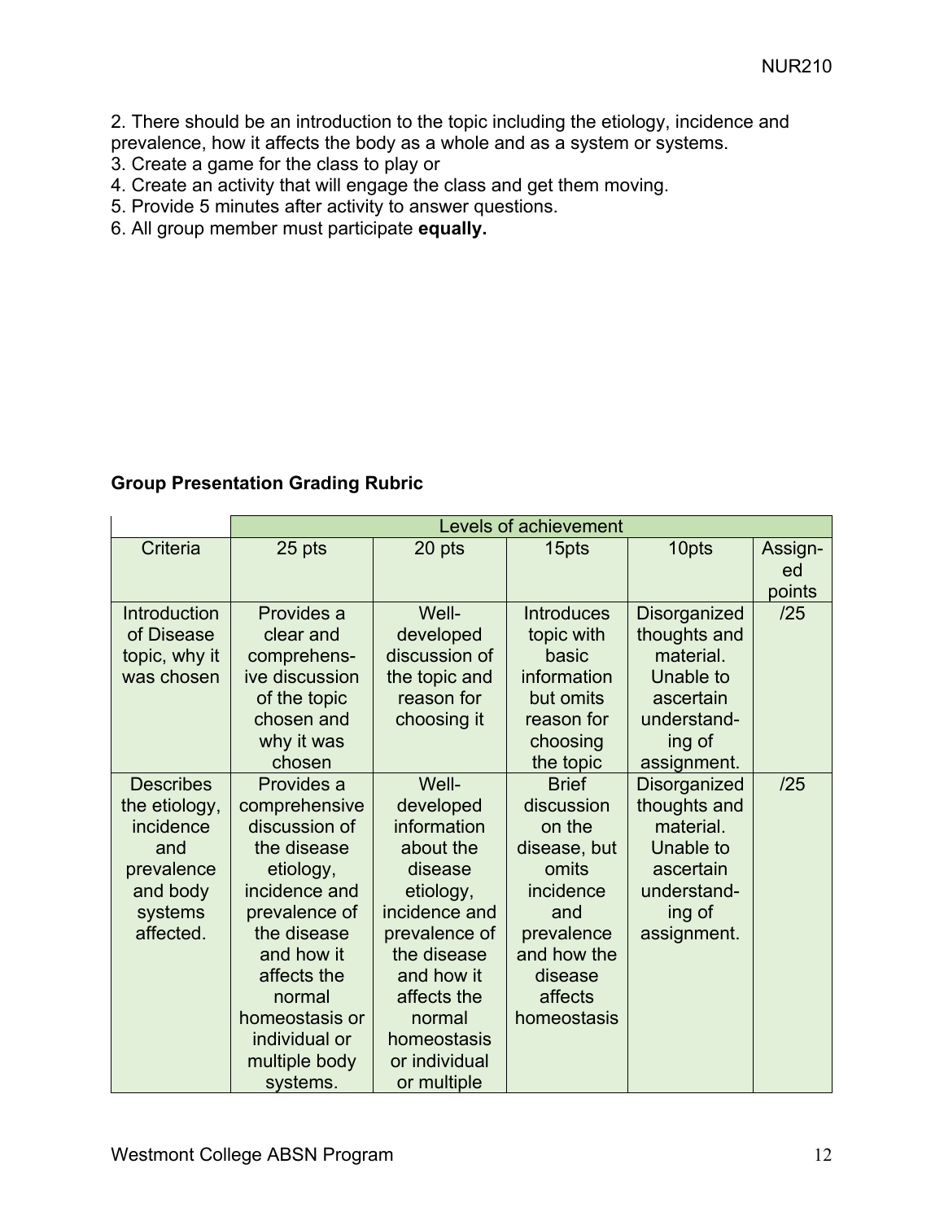2. There should be an introduction to the topic including the etiology, incidence and prevalence, how it affects the body as a whole and as a system or systems.
3. Create a game for the class to play or
4. Create an activity that will engage the class and get them moving.
5. Provide 5 minutes after activity to answer questions.
6. All group member must participate **equally.**

**Group Presentation Grading Rubric**

| | Levels of achievement | | | | |
|---|---|---|---|---|---|
| Criteria | 25 pts | 20 pts | 15pts | 10pts | Assign-ed points |
| Introduction of Disease topic, why it was chosen | Provides a clear and comprehens-ive discussion of the topic chosen and why it was chosen | Well-developed discussion of the topic and reason for choosing it | Introduces topic with basic information but omits reason for choosing the topic | Disorganized thoughts and material. Unable to ascertain understand-ing of assignment. | /25 |
| Describes the etiology, incidence and prevalence and body systems affected. | Provides a comprehensive discussion of the disease etiology, incidence and prevalence of the disease and how it affects the normal homeostasis or individual or multiple body systems. | Well-developed information about the disease etiology, incidence and prevalence of the disease and how it affects the normal homeostasis or individual or multiple | Brief discussion on the disease, but omits incidence and prevalence and how the disease affects homeostasis | Disorganized thoughts and material. Unable to ascertain understand-ing of assignment. | /25 |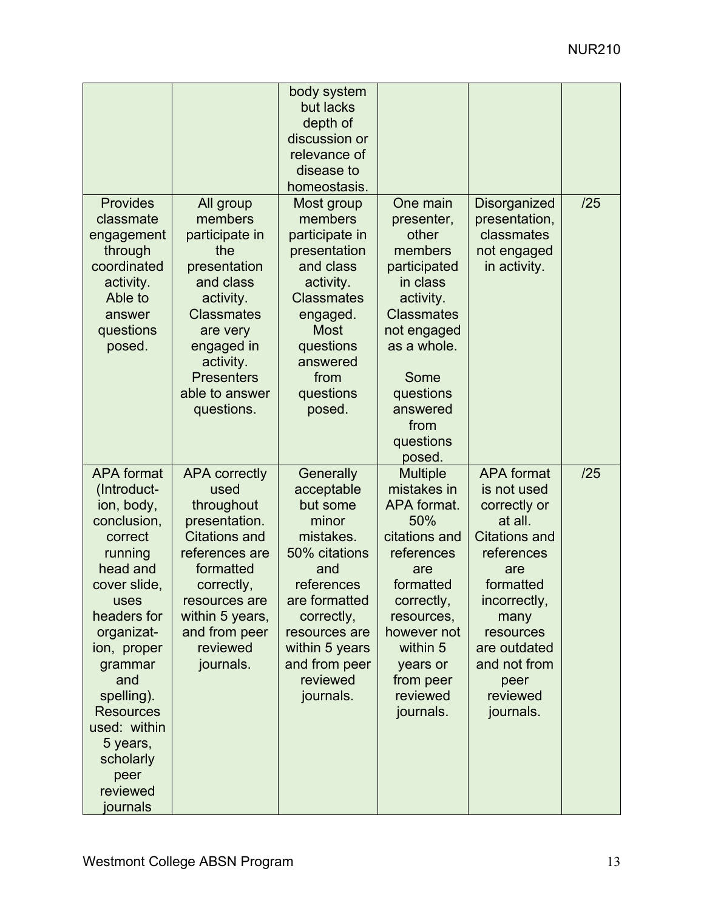| | | | | | |
|---|---|---|---|---|---|
| | | body system but lacks depth of discussion or relevance of disease to homeostasis. | | | |
| Provides classmate engagement through coordinated activity. Able to answer questions posed. | All group members participate in the presentation and class activity. Classmates are very engaged in activity. Presenters able to answer questions. | Most group members participate in presentation and class activity. Classmates engaged. Most questions answered from questions posed. | One main presenter, other members participated in class activity. Classmates not engaged as a whole.<br><br>Some questions answered from questions posed. | Disorganized presentation, classmates not engaged in activity. | /25 |
| APA format (Introduct-ion, body, conclusion, correct running head and cover slide, uses headers for organizat-ion, proper grammar and spelling). Resources used: within 5 years, scholarly peer reviewed journals | APA correctly used throughout presentation. Citations and references are formatted correctly, resources are within 5 years, and from peer reviewed journals. | Generally acceptable but some minor mistakes. 50% citations and references are formatted correctly, resources are within 5 years and from peer reviewed journals. | Multiple mistakes in APA format. 50% citations and references are formatted correctly, resources, however not within 5 years or from peer reviewed journals. | APA format is not used correctly or at all. Citations and references are formatted incorrectly, many resources are outdated and not from peer reviewed journals. | /25 |